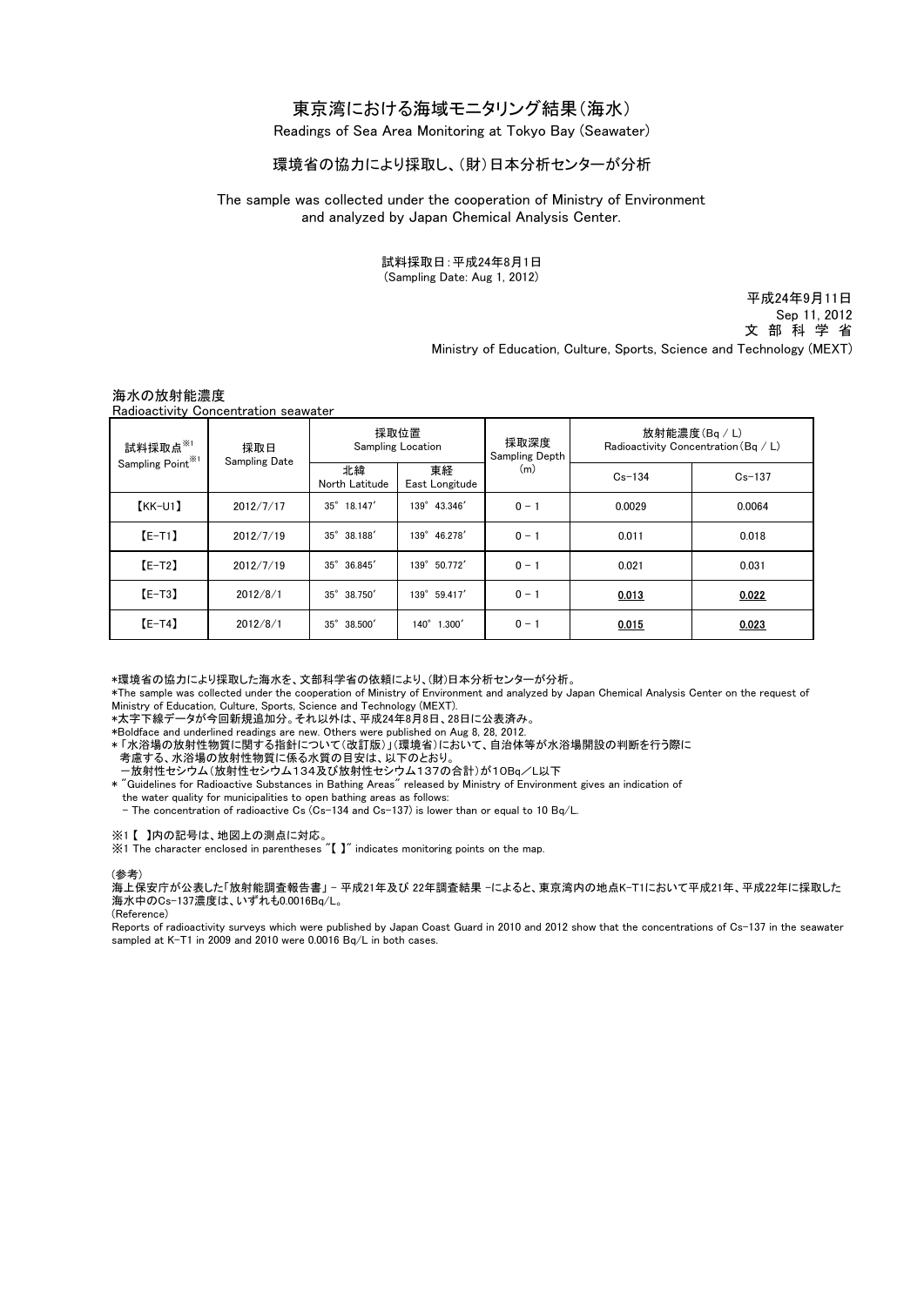# 東京湾における海域モニタリング結果（海水）

Readings of Sea Area Monitoring at Tokyo Bay (Seawater)

## 環境省の協力により採取し、(財)日本分析センターが分析

The sample was collected under the cooperation of Ministry of Environment and analyzed by Japan Chemical Analysis Center.

試料採取日：平成24年8月1日
(Sampling Date: Aug 1, 2012)

平成24年9月11日
Sep 11, 2012
文 部 科 学 省
Ministry of Education, Culture, Sports, Science and Technology (MEXT)

海水の放射能濃度
Radioactivity Concentration seawater

| 試料採取点※1 Sampling Point※1 | 採取日 Sampling Date | 採取位置 Sampling Location | | 採取深度 Sampling Depth (m) | 放射能濃度（Bq / L） Radioactivity Concentration（Bq / L） | |
|---|---|---|---|---|---|---|
| | | 北緯 North Latitude | 東経 East Longitude | | Cs-134 | Cs-137 |
| 【KK-U1】 | 2012/7/17 | 35° 18.147′ | 139° 43.346′ | 0 - 1 | 0.0029 | 0.0064 |
| 【E-T1】 | 2012/7/19 | 35° 38.188′ | 139° 46.278′ | 0 - 1 | 0.011 | 0.018 |
| 【E-T2】 | 2012/7/19 | 35° 36.845′ | 139° 50.772′ | 0 - 1 | 0.021 | 0.031 |
| 【E-T3】 | 2012/8/1 | 35° 38.750′ | 139° 59.417′ | 0 - 1 | **0.013** | **0.022** |
| 【E-T4】 | 2012/8/1 | 35° 38.500′ | 140° 1.300′ | 0 - 1 | **0.015** | **0.023** |

*環境省の協力により採取した海水を、文部科学省の依頼により、(財)日本分析センターが分析。
*The sample was collected under the cooperation of Ministry of Environment and analyzed by Japan Chemical Analysis Center on the request of Ministry of Education, Culture, Sports, Science and Technology (MEXT).
*太字下線データが今回新規追加分。それ以外は、平成24年8月8日、28日に公表済み。
*Boldface and underlined readings are new. Others were published on Aug 8, 28, 2012.
*「水浴場の放射性物質に関する指針について(改訂版)」(環境省)において、自治体等が水浴場開設の判断を行う際に考慮する、水浴場の放射性物質に係る水質の目安は、以下のとおり。
－放射性セシウム(放射性セシウム134及び放射性セシウム137の合計)が10Bq／L以下
* "Guidelines for Radioactive Substances in Bathing Areas" released by Ministry of Environment gives an indication of the water quality for municipalities to open bathing areas as follows:
- The concentration of radioactive Cs (Cs-134 and Cs-137) is lower than or equal to 10 Bq/L.

※1【 】内の記号は、地図上の測点に対応。
※1 The character enclosed in parentheses "【 】" indicates monitoring points on the map.

(参考)
海上保安庁が公表した「放射能調査報告書」 - 平成21年及び 22年調査結果 -によると、東京湾内の地点K-T1において平成21年、平成22年に採取した海水中のCs-137濃度は、いずれも0.0016Bq/L。
(Reference)
Reports of radioactivity surveys which were published by Japan Coast Guard in 2010 and 2012 show that the concentrations of Cs-137 in the seawater sampled at K-T1 in 2009 and 2010 were 0.0016 Bq/L in both cases.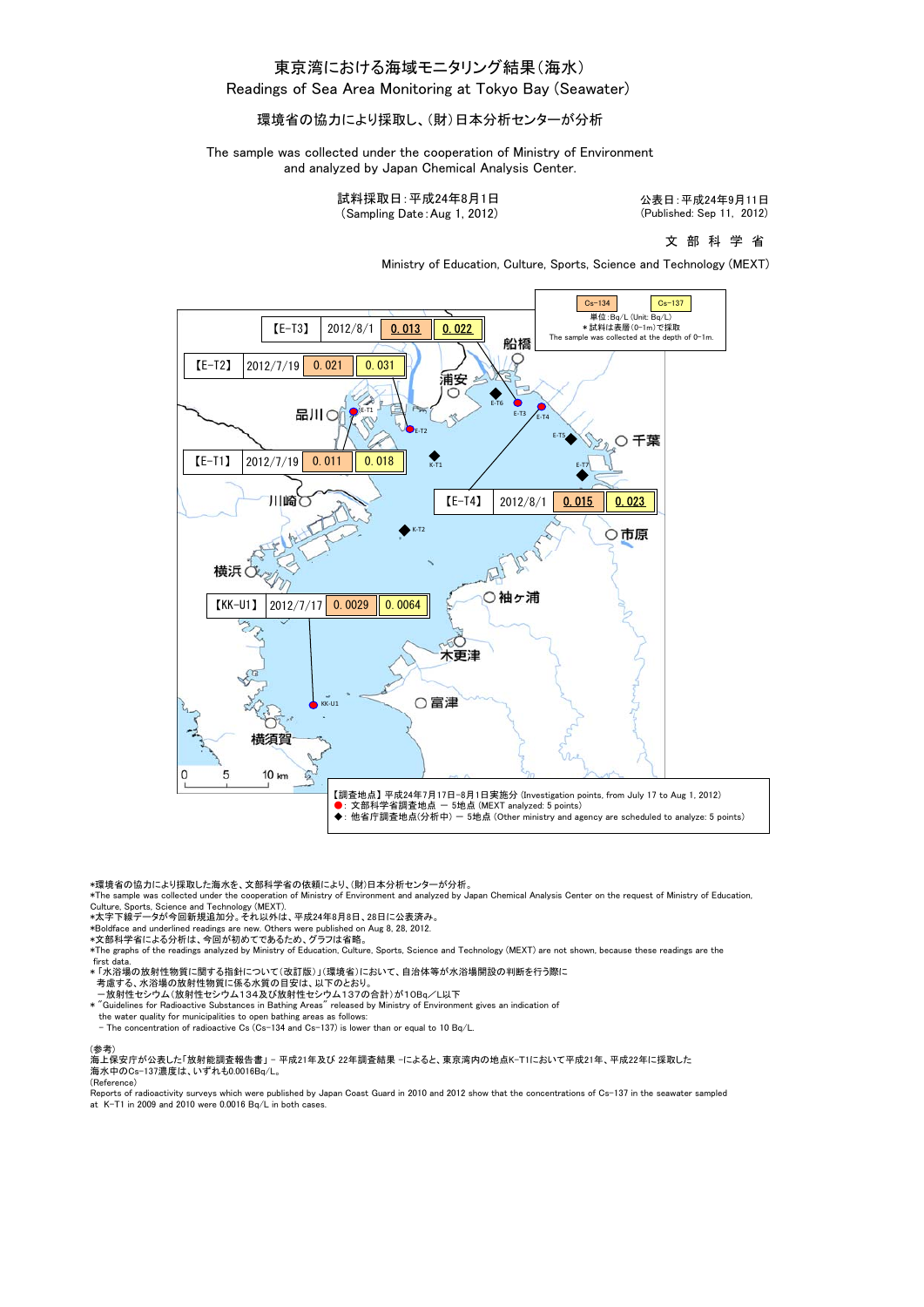# 東京湾における海域モニタリング結果（海水）
# Readings of Sea Area Monitoring at Tokyo Bay (Seawater)

環境省の協力により採取し、（財）日本分析センターが分析

The sample was collected under the cooperation of Ministry of Environment and analyzed by Japan Chemical Analysis Center.

試料採取日：平成24年8月1日
（Sampling Date：Aug 1, 2012）

公表日：平成24年9月11日
(Published: Sep 11, 2012)

文 部 科 学 省

Ministry of Education, Culture, Sports, Science and Technology (MEXT)

Cs-134 Cs-137
単位：Bq/L (Unit: Bq/L)
＊試料は表層(0-1m)で採取
The sample was collected at the depth of 0-1m.

| Point | Date | Cs-134 | Cs-137 |
|---|---|---|---|
| 【E-T3】 | 2012/8/1 | **0.013** | **0.022** |
| 【E-T2】 | 2012/7/19 | 0.021 | 0.031 |
| 【E-T1】 | 2012/7/19 | 0.011 | 0.018 |
| 【E-T4】 | 2012/8/1 | **0.015** | **0.023** |
| 【KK-U1】 | 2012/7/17 | 0.0029 | 0.0064 |

船橋
浦安
品川
千葉
川崎
市原
横浜
袖ヶ浦
木更津
富津
横須賀
E-T1 E-T2 E-T3 E-T4 E-T5 E-T6 E-T7 K-T1 K-T2 KK-U1
0 5 10 km

【調査地点】平成24年7月17日-8月1日実施分 (Investigation points, from July 17 to Aug 1, 2012)
●：文部科学省調査地点 － 5地点 (MEXT analyzed: 5 points)
◆：他省庁調査地点(分析中) － 5地点 (Other ministry and agency are scheduled to analyze: 5 points)

*環境省の協力により採取した海水を、文部科学省の依頼により、(財)日本分析センターが分析。
*The sample was collected under the cooperation of Ministry of Environment and analyzed by Japan Chemical Analysis Center on the request of Ministry of Education, Culture, Sports, Science and Technology (MEXT).
*太字下線データが今回新規追加分。それ以外は、平成24年8月8日、28日に公表済み。
*Boldface and underlined readings are new. Others were published on Aug 8, 28, 2012.
*文部科学省による分析は、今回が初めてであるため、グラフは省略。
*The graphs of the readings analyzed by Ministry of Education, Culture, Sports, Science and Technology (MEXT) are not shown, because these readings are the first data.
*「水浴場の放射性物質に関する指針について(改訂版)」(環境省)において、自治体等が水浴場開設の判断を行う際に考慮する、水浴場の放射性物質に係る水質の目安は、以下のとおり。
－放射性セシウム(放射性セシウム134及び放射性セシウム137の合計)が10Bq／L以下
* "Guidelines for Radioactive Substances in Bathing Areas" released by Ministry of Environment gives an indication of the water quality for municipalities to open bathing areas as follows:
－ The concentration of radioactive Cs (Cs-134 and Cs-137) is lower than or equal to 10 Bq/L.

(参考)
海上保安庁が公表した「放射能調査報告書」－ 平成21年及び 22年調査結果 －によると、東京湾内の地点K-T1において平成21年、平成22年に採取した海水中のCs-137濃度は、いずれも0.0016Bq/L。
(Reference)
Reports of radioactivity surveys which were published by Japan Coast Guard in 2010 and 2012 show that the concentrations of Cs-137 in the seawater sampled at K-T1 in 2009 and 2010 were 0.0016 Bq/L in both cases.